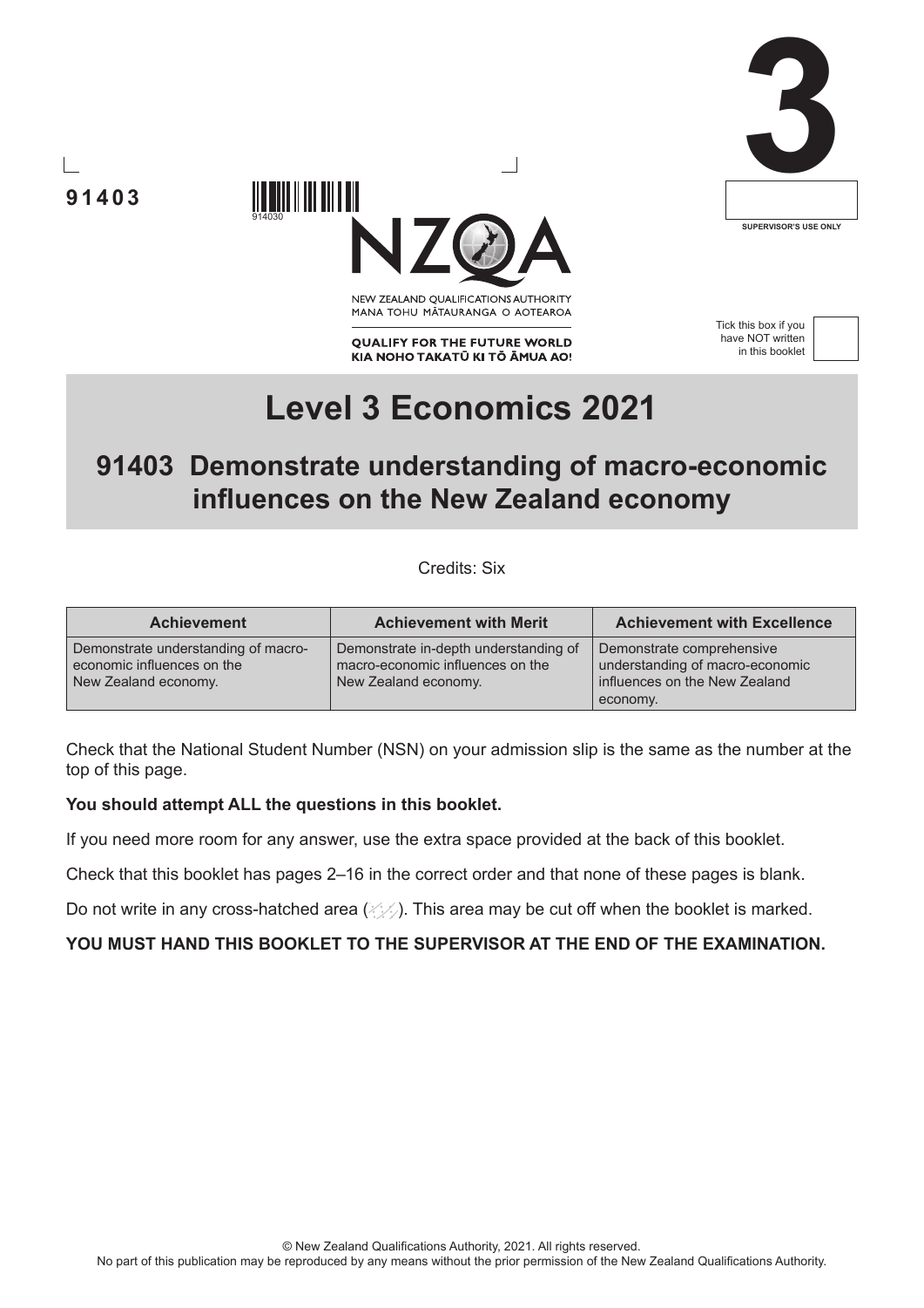91403

914030

NEW ZEALAND QUALIFICATIONS AUTHORITY
MANA TOHU MĀTAURANGA O AOTEAROA

QUALIFY FOR THE FUTURE WORLD
KIA NOHO TAKATŪ KI TŌ ĀMUA AO!

3

SUPERVISOR'S USE ONLY

Tick this box if you have NOT written in this booklet

# Level 3 Economics 2021

## 91403 Demonstrate understanding of macro-economic influences on the New Zealand economy

Credits: Six

| Achievement | Achievement with Merit | Achievement with Excellence |
|---|---|---|
| Demonstrate understanding of macro-economic influences on the New Zealand economy. | Demonstrate in-depth understanding of macro-economic influences on the New Zealand economy. | Demonstrate comprehensive understanding of macro-economic influences on the New Zealand economy. |

Check that the National Student Number (NSN) on your admission slip is the same as the number at the top of this page.

**You should attempt ALL the questions in this booklet.**

If you need more room for any answer, use the extra space provided at the back of this booklet.

Check that this booklet has pages 2–16 in the correct order and that none of these pages is blank.

Do not write in any cross-hatched area. This area may be cut off when the booklet is marked.

**YOU MUST HAND THIS BOOKLET TO THE SUPERVISOR AT THE END OF THE EXAMINATION.**

© New Zealand Qualifications Authority, 2021. All rights reserved.
No part of this publication may be reproduced by any means without the prior permission of the New Zealand Qualifications Authority.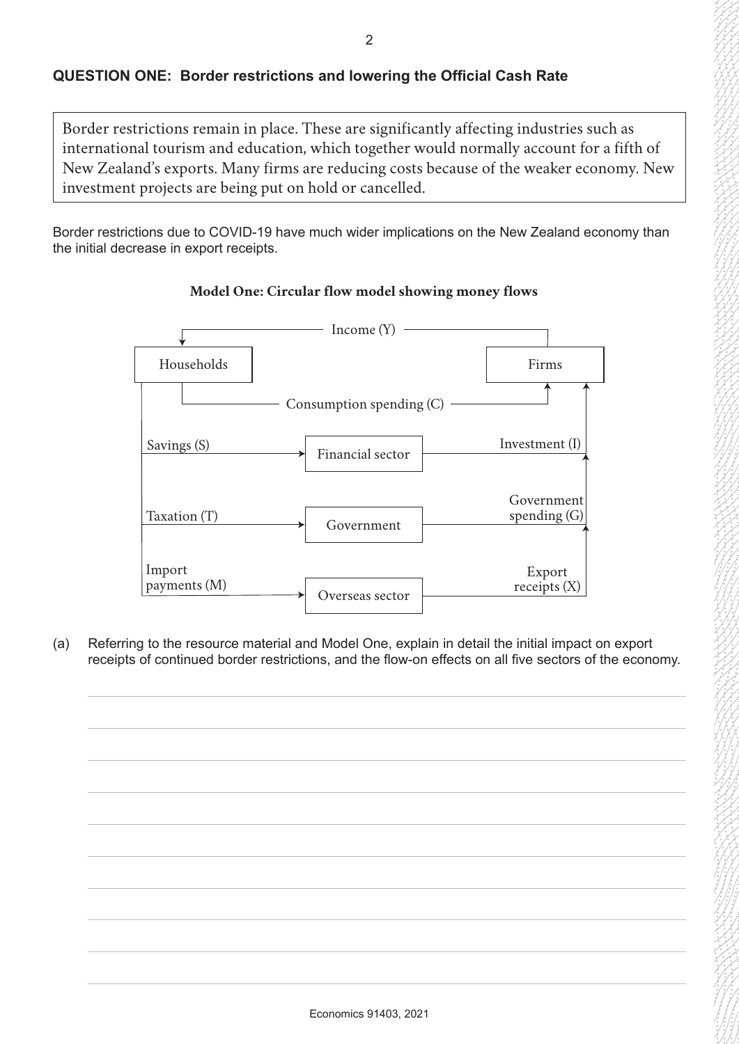## QUESTION ONE: Border restrictions and lowering the Official Cash Rate

> Border restrictions remain in place. These are significantly affecting industries such as international tourism and education, which together would normally account for a fifth of New Zealand's exports. Many firms are reducing costs because of the weaker economy. New investment projects are being put on hold or cancelled.

Border restrictions due to COVID-19 have much wider implications on the New Zealand economy than the initial decrease in export receipts.

**Model One: Circular flow model showing money flows**

Income (Y)

Households

Firms

Consumption spending (C)

Savings (S)

Financial sector

Investment (I)

Taxation (T)

Government

Government spending (G)

Import payments (M)

Overseas sector

Export receipts (X)

(a) Referring to the resource material and Model One, explain in detail the initial impact on export receipts of continued border restrictions, and the flow-on effects on all five sectors of the economy.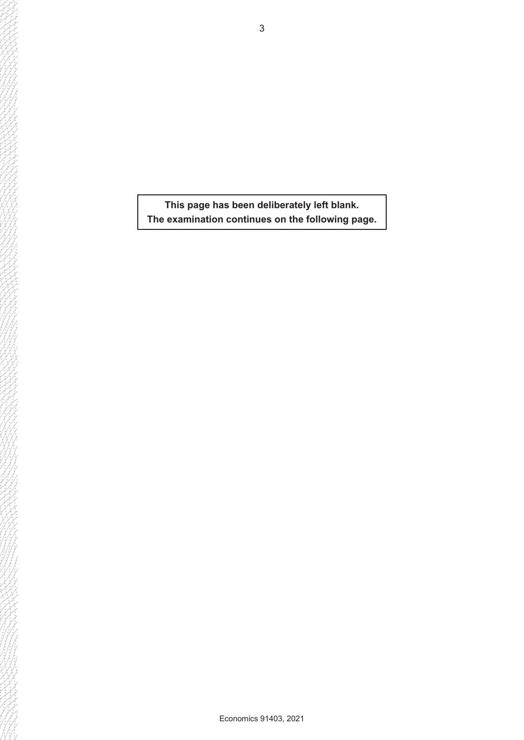**This page has been deliberately left blank.**
**The examination continues on the following page.**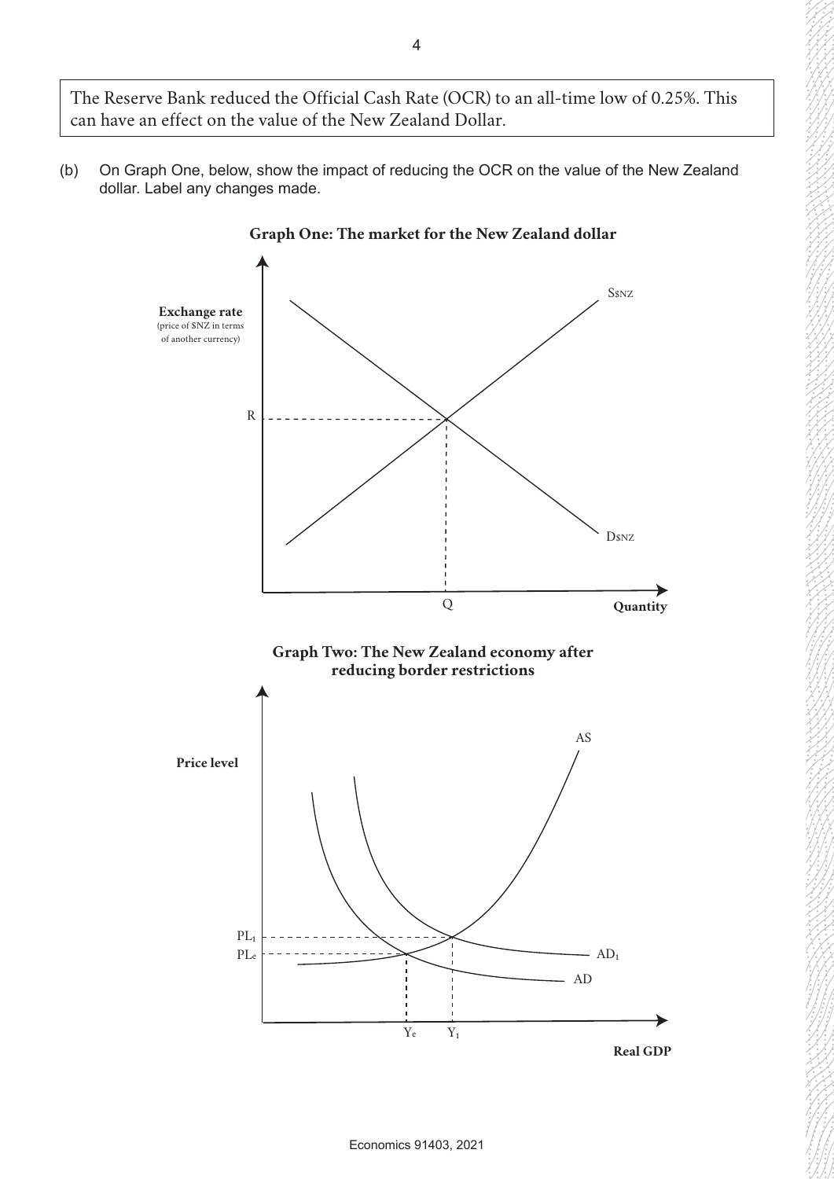The Reserve Bank reduced the Official Cash Rate (OCR) to an all-time low of 0.25%. This can have an effect on the value of the New Zealand Dollar.

(b) On Graph One, below, show the impact of reducing the OCR on the value of the New Zealand dollar. Label any changes made.

**Graph One: The market for the New Zealand dollar**

Exchange rate (price of $NZ in terms of another currency)

R

S$NZ

D$NZ

Q

Quantity

**Graph Two: The New Zealand economy after reducing border restrictions**

Price level

AS

$PL_1$

$PL_e$

$AD_1$

AD

$Y_e$ $Y_1$

Real GDP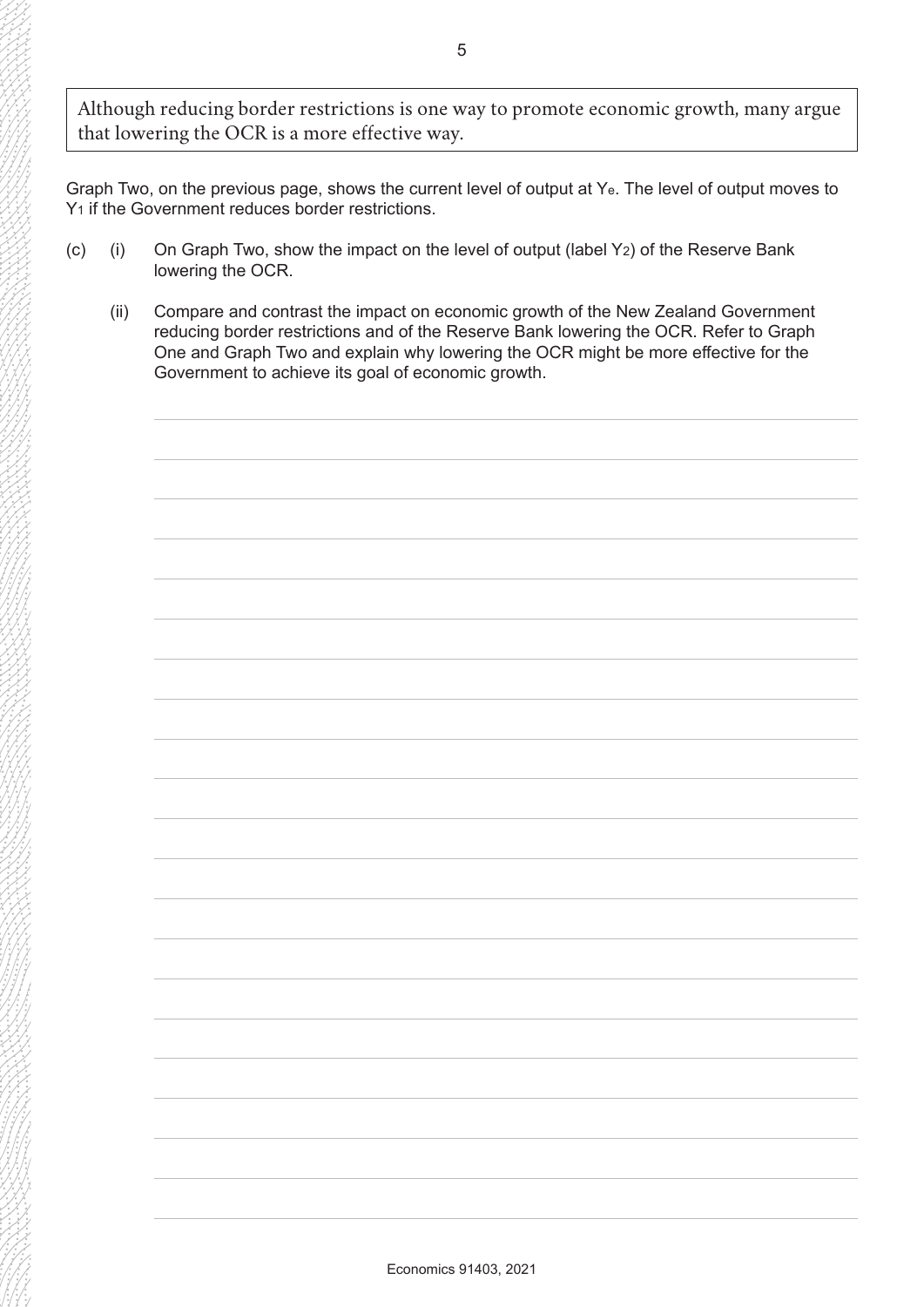Although reducing border restrictions is one way to promote economic growth, many argue that lowering the OCR is a more effective way.

Graph Two, on the previous page, shows the current level of output at $Y_e$. The level of output moves to $Y_1$ if the Government reduces border restrictions.

(c) (i) On Graph Two, show the impact on the level of output (label $Y_2$) of the Reserve Bank lowering the OCR.

(ii) Compare and contrast the impact on economic growth of the New Zealand Government reducing border restrictions and of the Reserve Bank lowering the OCR. Refer to Graph One and Graph Two and explain why lowering the OCR might be more effective for the Government to achieve its goal of economic growth.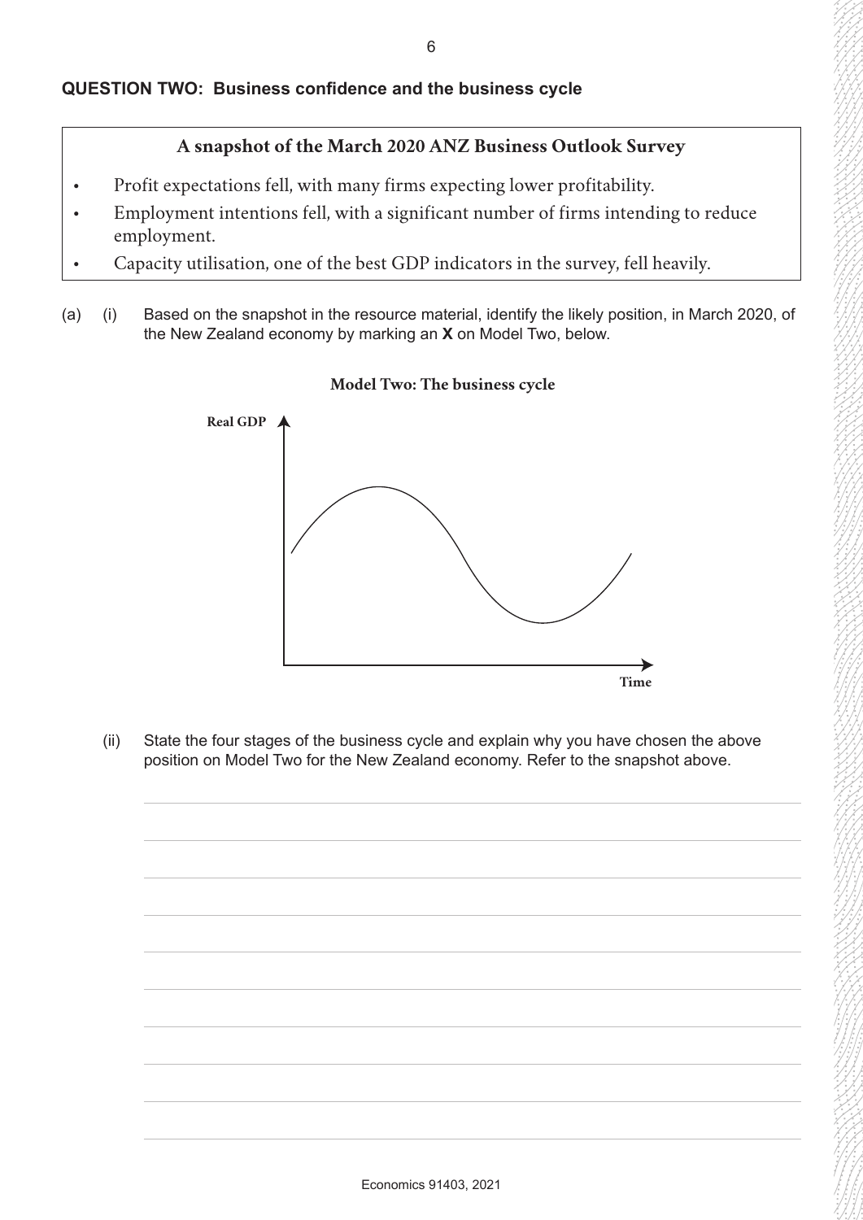## QUESTION TWO: Business confidence and the business cycle

**A snapshot of the March 2020 ANZ Business Outlook Survey**

- Profit expectations fell, with many firms expecting lower profitability.
- Employment intentions fell, with a significant number of firms intending to reduce employment.
- Capacity utilisation, one of the best GDP indicators in the survey, fell heavily.

(a) (i) Based on the snapshot in the resource material, identify the likely position, in March 2020, of the New Zealand economy by marking an **X** on Model Two, below.

**Model Two: The business cycle**

Real GDP

Time

(ii) State the four stages of the business cycle and explain why you have chosen the above position on Model Two for the New Zealand economy. Refer to the snapshot above.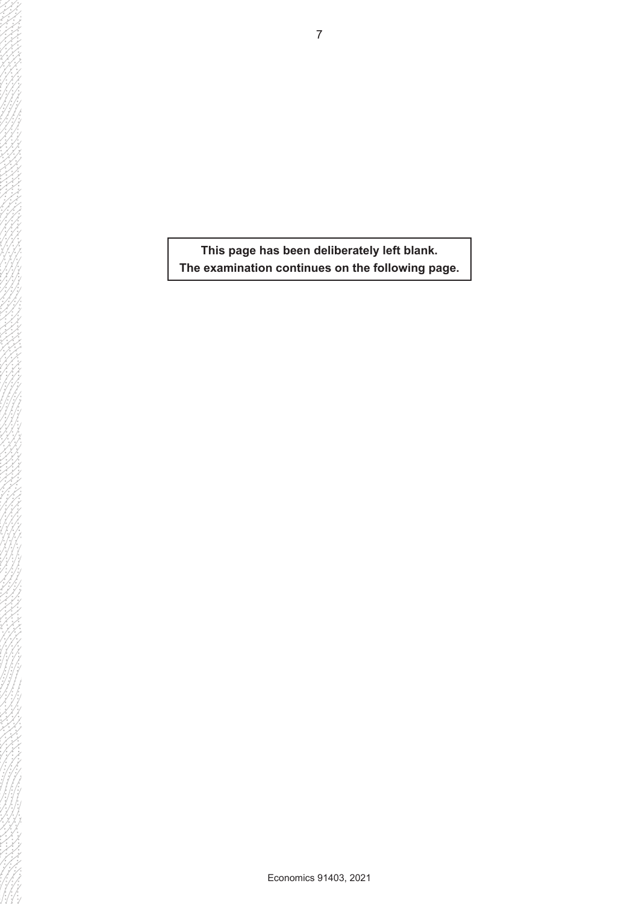**This page has been deliberately left blank.**
**The examination continues on the following page.**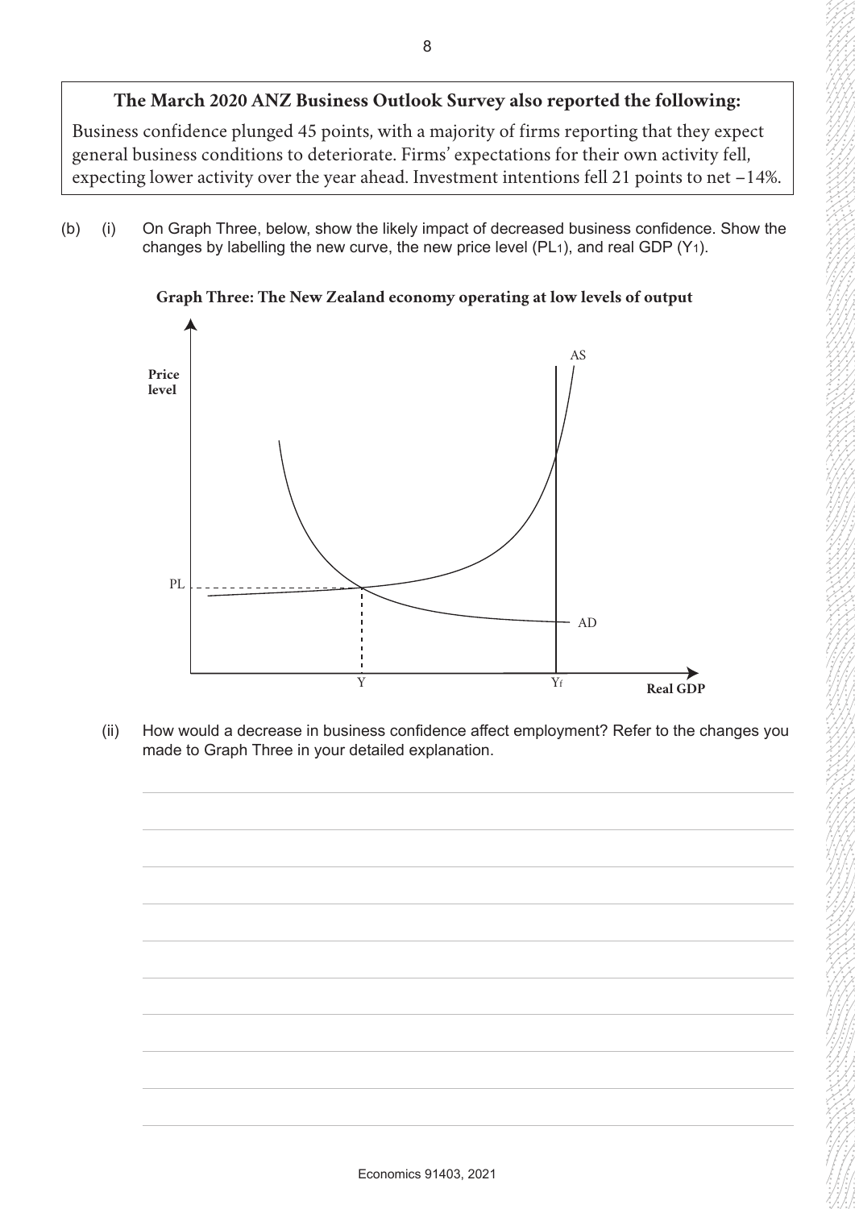**The March 2020 ANZ Business Outlook Survey also reported the following:**

Business confidence plunged 45 points, with a majority of firms reporting that they expect general business conditions to deteriorate. Firms' expectations for their own activity fell, expecting lower activity over the year ahead. Investment intentions fell 21 points to net −14%.

(b) (i) On Graph Three, below, show the likely impact of decreased business confidence. Show the changes by labelling the new curve, the new price level ($PL_1$), and real GDP ($Y_1$).

**Graph Three: The New Zealand economy operating at low levels of output**

Price level

PL

AS

AD

Y

$Y_f$

Real GDP

(ii) How would a decrease in business confidence affect employment? Refer to the changes you made to Graph Three in your detailed explanation.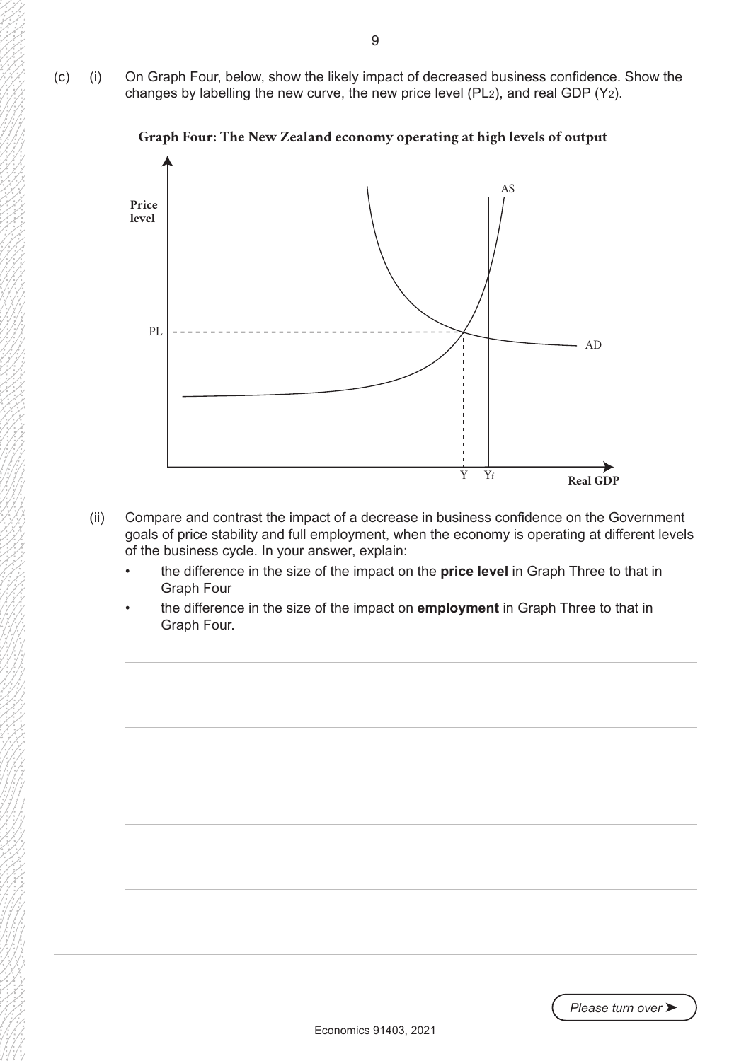(c) (i) On Graph Four, below, show the likely impact of decreased business confidence. Show the changes by labelling the new curve, the new price level ($PL_2$), and real GDP ($Y_2$).

**Graph Four: The New Zealand economy operating at high levels of output**

(ii) Compare and contrast the impact of a decrease in business confidence on the Government goals of price stability and full employment, when the economy is operating at different levels of the business cycle. In your answer, explain:

- the difference in the size of the impact on the **price level** in Graph Three to that in Graph Four
- the difference in the size of the impact on **employment** in Graph Three to that in Graph Four.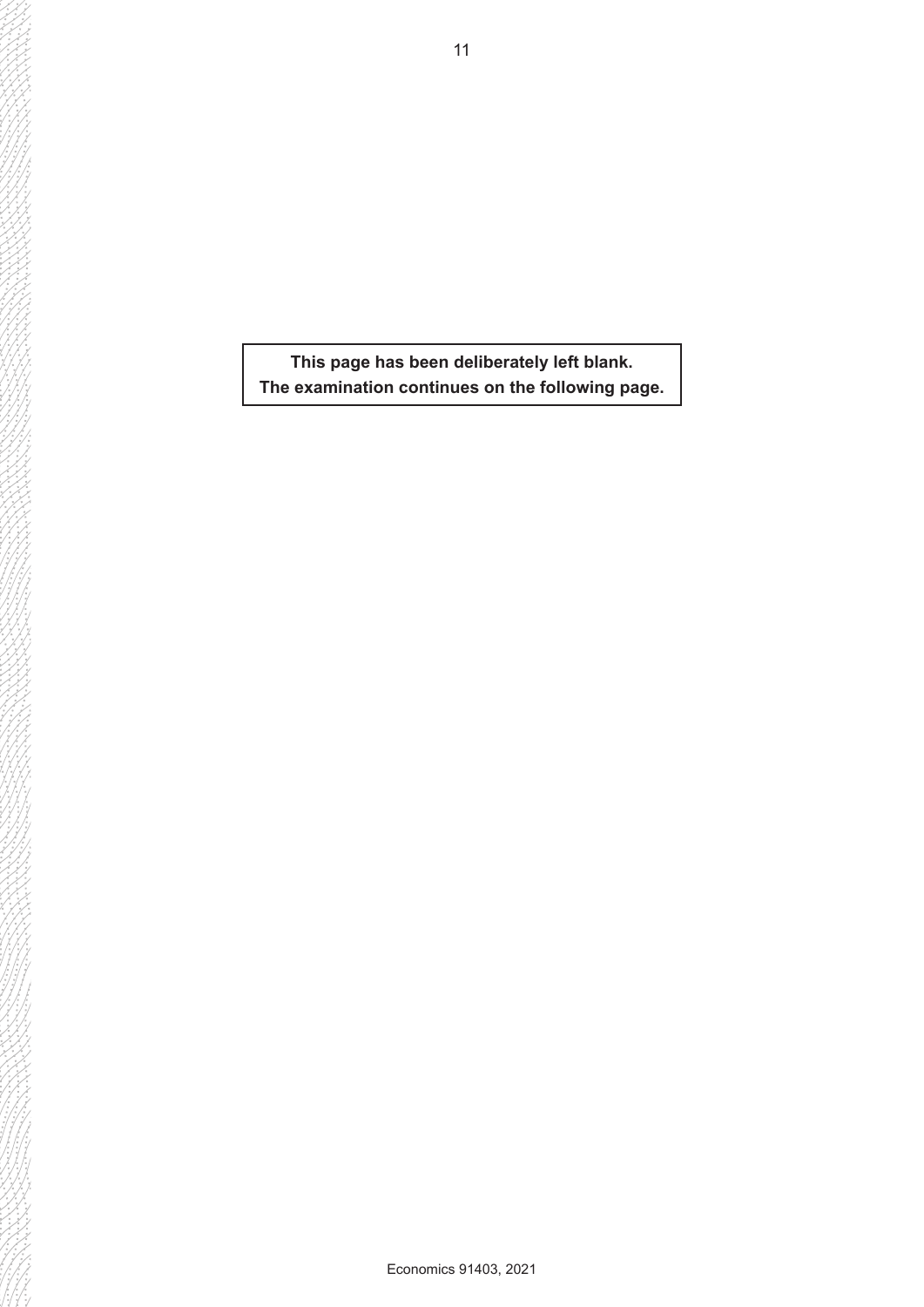**This page has been deliberately left blank.**
**The examination continues on the following page.**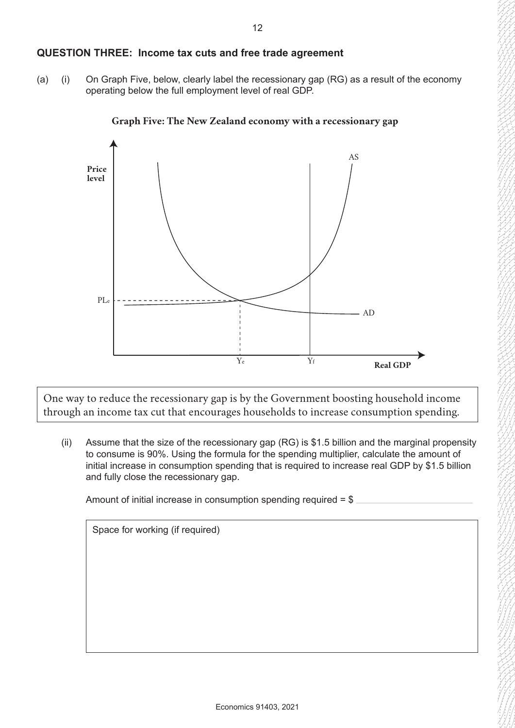## QUESTION THREE: Income tax cuts and free trade agreement

(a) (i) On Graph Five, below, clearly label the recessionary gap (RG) as a result of the economy operating below the full employment level of real GDP.

**Graph Five: The New Zealand economy with a recessionary gap**

One way to reduce the recessionary gap is by the Government boosting household income through an income tax cut that encourages households to increase consumption spending.

(ii) Assume that the size of the recessionary gap (RG) is \$1.5 billion and the marginal propensity to consume is 90%. Using the formula for the spending multiplier, calculate the amount of initial increase in consumption spending that is required to increase real GDP by \$1.5 billion and fully close the recessionary gap.

Amount of initial increase in consumption spending required = \$ ____________________

Space for working (if required)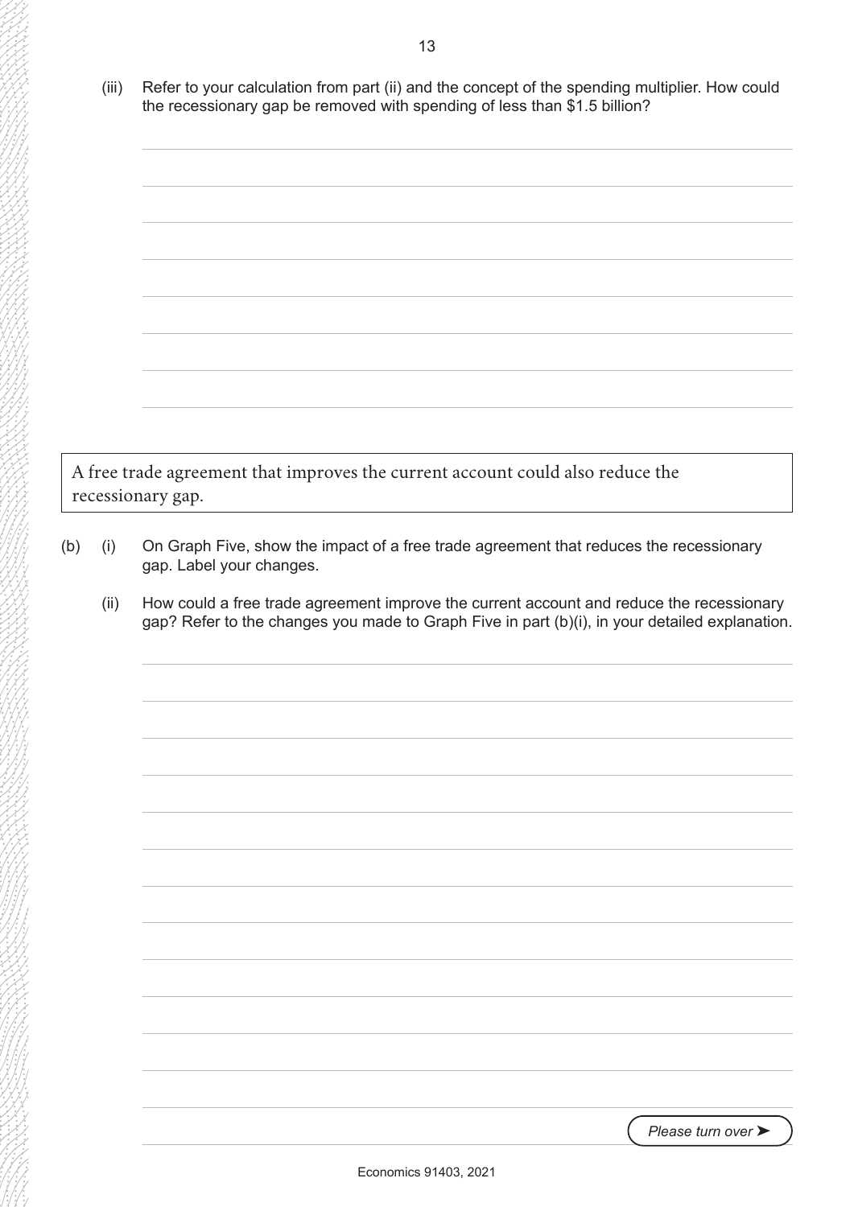(iii) Refer to your calculation from part (ii) and the concept of the spending multiplier. How could the recessionary gap be removed with spending of less than \$1.5 billion?

A free trade agreement that improves the current account could also reduce the recessionary gap.

(b) (i) On Graph Five, show the impact of a free trade agreement that reduces the recessionary gap. Label your changes.

(ii) How could a free trade agreement improve the current account and reduce the recessionary gap? Refer to the changes you made to Graph Five in part (b)(i), in your detailed explanation.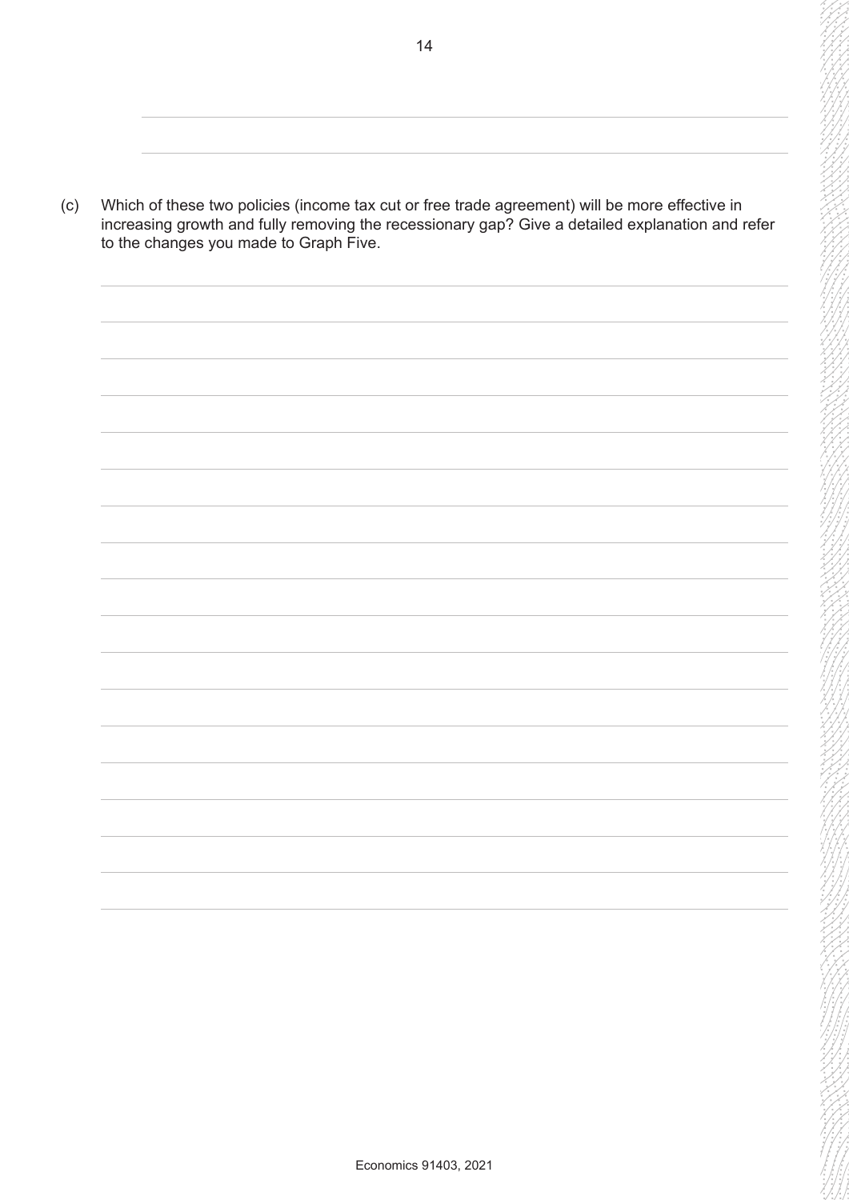(c) Which of these two policies (income tax cut or free trade agreement) will be more effective in increasing growth and fully removing the recessionary gap? Give a detailed explanation and refer to the changes you made to Graph Five.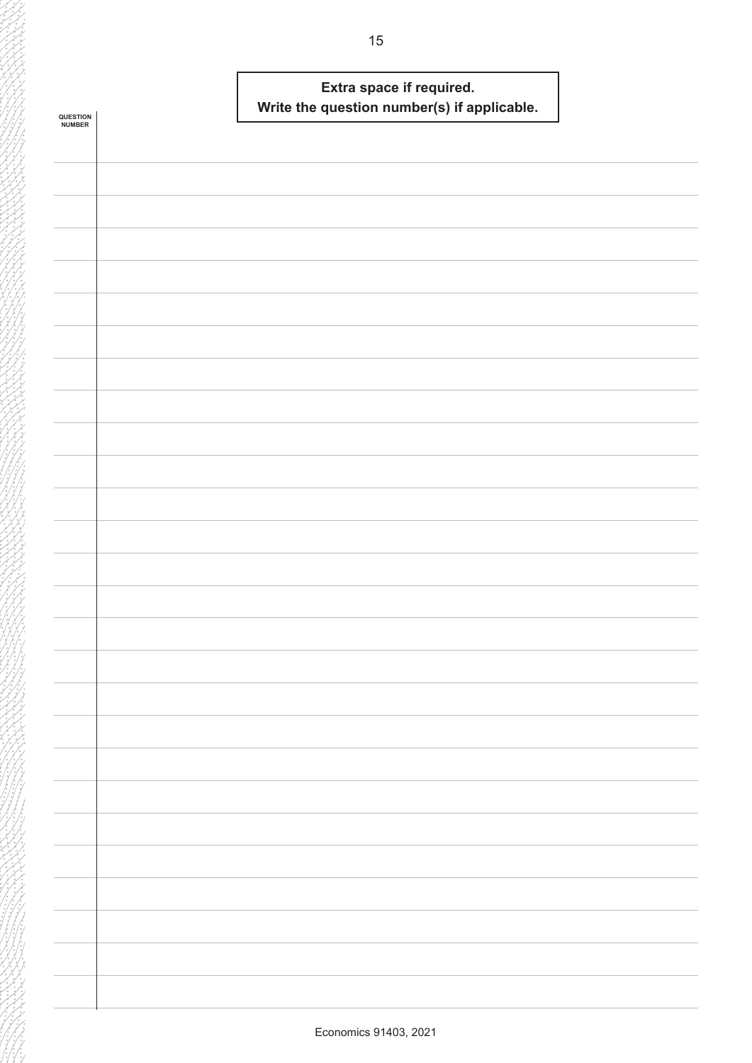**Extra space if required.**
**Write the question number(s) if applicable.**

QUESTION NUMBER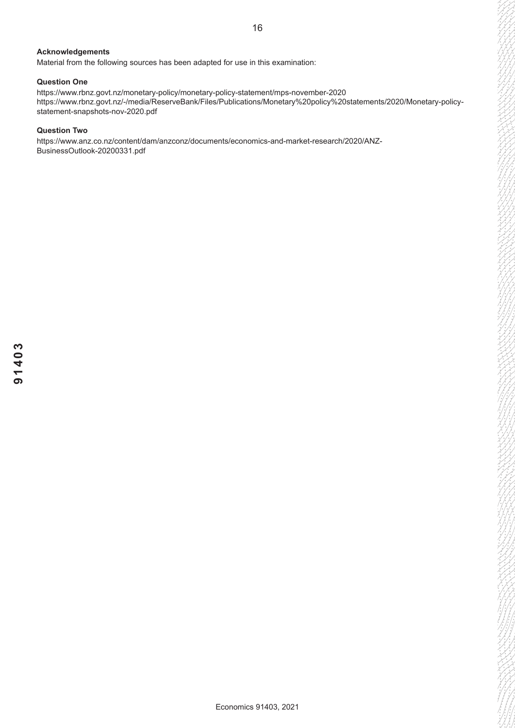**Acknowledgements**

Material from the following sources has been adapted for use in this examination:

**Question One**

https://www.rbnz.govt.nz/monetary-policy/monetary-policy-statement/mps-november-2020
https://www.rbnz.govt.nz/-/media/ReserveBank/Files/Publications/Monetary%20policy%20statements/2020/Monetary-policy-statement-snapshots-nov-2020.pdf

**Question Two**

https://www.anz.co.nz/content/dam/anzconz/documents/economics-and-market-research/2020/ANZ-BusinessOutlook-20200331.pdf